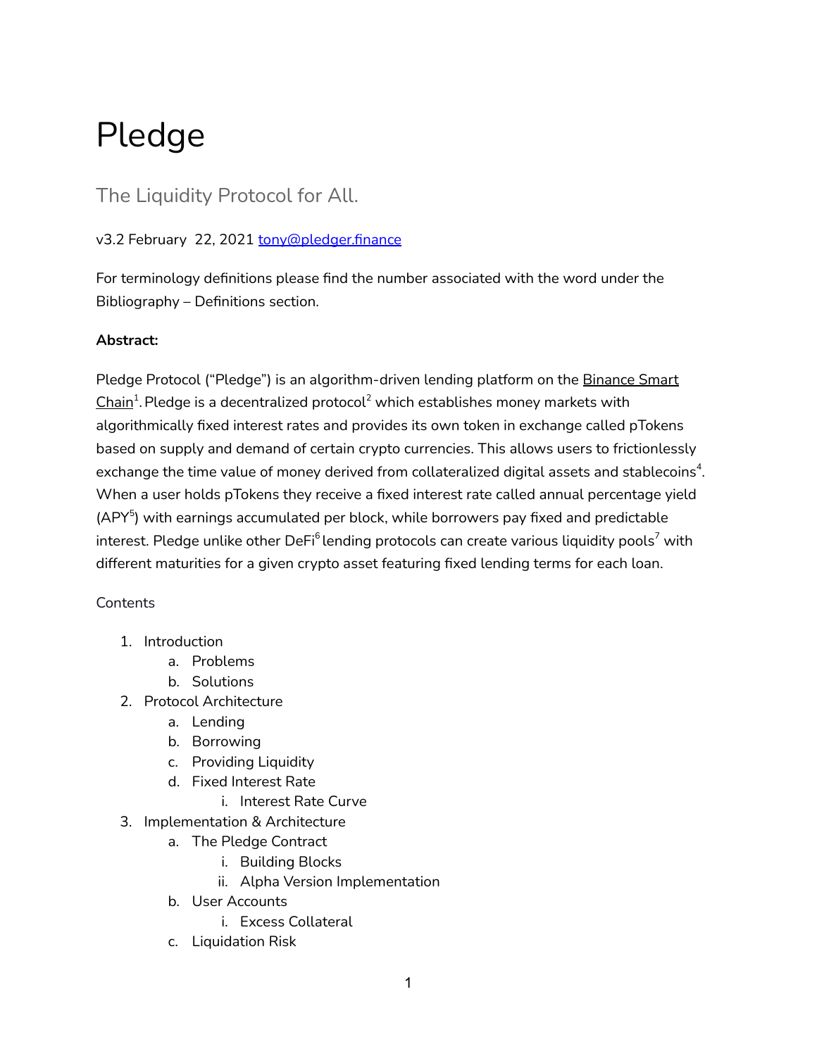# Pledge

## The Liquidity Protocol for All.

v3.2 February 22, 2021 tony@pledger.finance

For terminology definitions please find the number associated with the word under the Bibliography – Definitions section.

**Abstract:**

Pledge Protocol ("Pledge") is an algorithm-driven lending platform on the Binance Smart Chain[1]. Pledge is a decentralized protocol[2] which establishes money markets with algorithmically fixed interest rates and provides its own token in exchange called pTokens based on supply and demand of certain crypto currencies. This allows users to frictionlessly exchange the time value of money derived from collateralized digital assets and stablecoins[4]. When a user holds pTokens they receive a fixed interest rate called annual percentage yield (APY[5]) with earnings accumulated per block, while borrowers pay fixed and predictable interest. Pledge unlike other DeFi[6] lending protocols can create various liquidity pools[7] with different maturities for a given crypto asset featuring fixed lending terms for each loan.

Contents

1. Introduction
   a. Problems
   b. Solutions
2. Protocol Architecture
   a. Lending
   b. Borrowing
   c. Providing Liquidity
   d. Fixed Interest Rate
      i. Interest Rate Curve
3. Implementation & Architecture
   a. The Pledge Contract
      i. Building Blocks
      ii. Alpha Version Implementation
   b. User Accounts
      i. Excess Collateral
   c. Liquidation Risk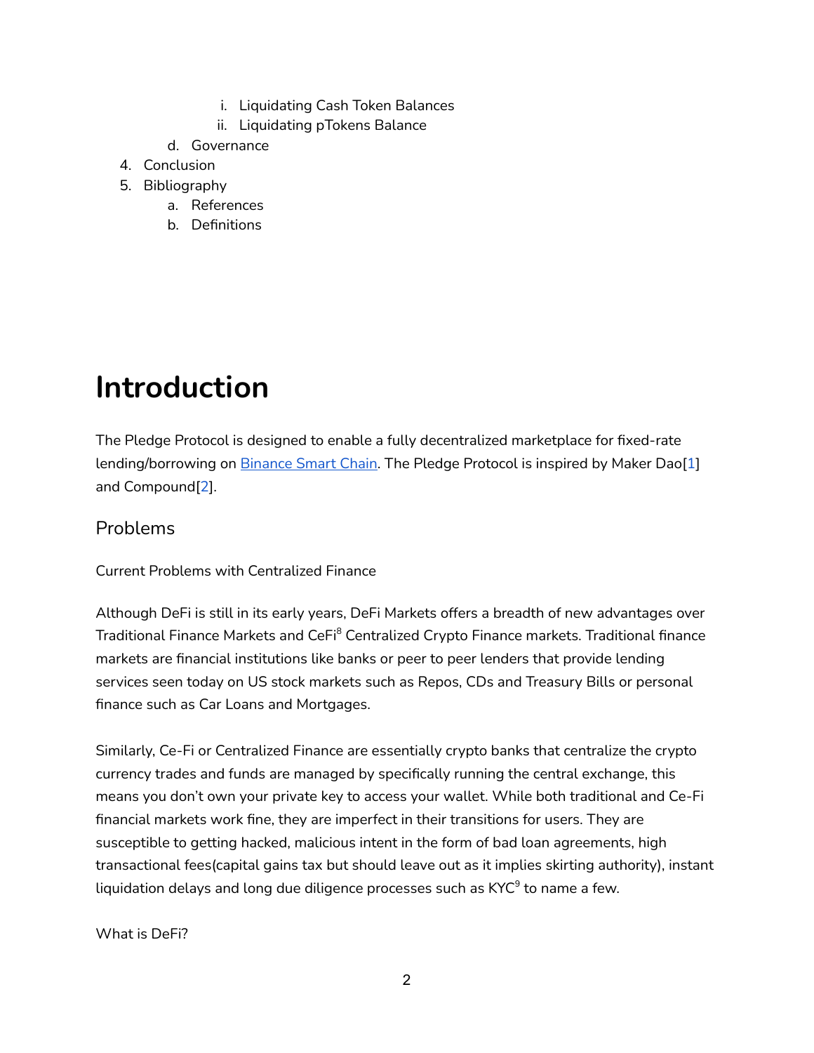i. Liquidating Cash Token Balances
   ii. Liquidating pTokens Balance
   d. Governance
4. Conclusion
5. Bibliography
   a. References
   b. Definitions

# Introduction

The Pledge Protocol is designed to enable a fully decentralized marketplace for fixed-rate lending/borrowing on [Binance Smart Chain](). The Pledge Protocol is inspired by Maker Dao[1] and Compound[2].

## Problems

Current Problems with Centralized Finance

Although DeFi is still in its early years, DeFi Markets offers a breadth of new advantages over Traditional Finance Markets and CeFi[8] Centralized Crypto Finance markets. Traditional finance markets are financial institutions like banks or peer to peer lenders that provide lending services seen today on US stock markets such as Repos, CDs and Treasury Bills or personal finance such as Car Loans and Mortgages.

Similarly, Ce-Fi or Centralized Finance are essentially crypto banks that centralize the crypto currency trades and funds are managed by specifically running the central exchange, this means you don't own your private key to access your wallet. While both traditional and Ce-Fi financial markets work fine, they are imperfect in their transitions for users. They are susceptible to getting hacked, malicious intent in the form of bad loan agreements, high transactional fees(capital gains tax but should leave out as it implies skirting authority), instant liquidation delays and long due diligence processes such as KYC[9] to name a few.

What is DeFi?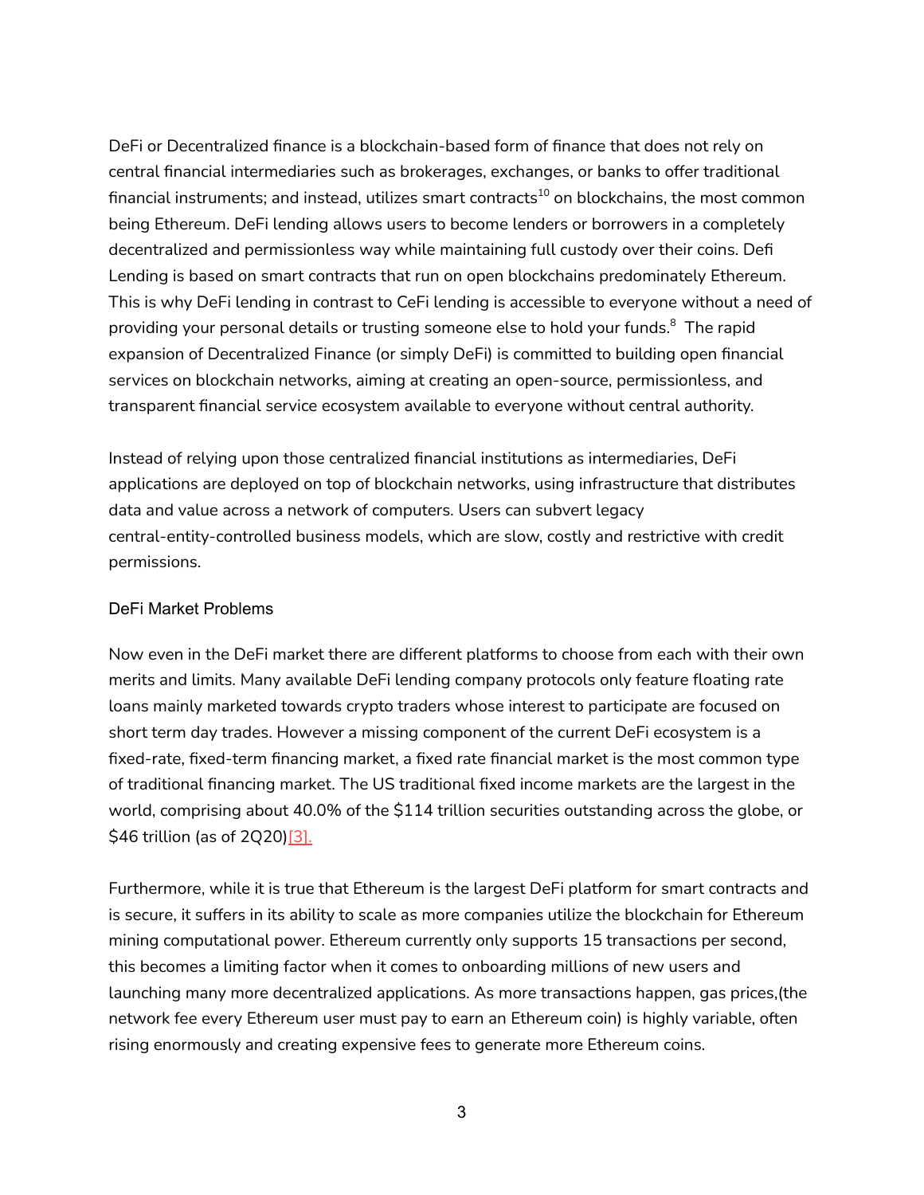DeFi or Decentralized finance is a blockchain-based form of finance that does not rely on central financial intermediaries such as brokerages, exchanges, or banks to offer traditional financial instruments; and instead, utilizes smart contracts[10] on blockchains, the most common being Ethereum. DeFi lending allows users to become lenders or borrowers in a completely decentralized and permissionless way while maintaining full custody over their coins. Defi Lending is based on smart contracts that run on open blockchains predominately Ethereum. This is why DeFi lending in contrast to CeFi lending is accessible to everyone without a need of providing your personal details or trusting someone else to hold your funds.[8] The rapid expansion of Decentralized Finance (or simply DeFi) is committed to building open financial services on blockchain networks, aiming at creating an open-source, permissionless, and transparent financial service ecosystem available to everyone without central authority.

Instead of relying upon those centralized financial institutions as intermediaries, DeFi applications are deployed on top of blockchain networks, using infrastructure that distributes data and value across a network of computers. Users can subvert legacy central-entity-controlled business models, which are slow, costly and restrictive with credit permissions.

## DeFi Market Problems

Now even in the DeFi market there are different platforms to choose from each with their own merits and limits. Many available DeFi lending company protocols only feature floating rate loans mainly marketed towards crypto traders whose interest to participate are focused on short term day trades. However a missing component of the current DeFi ecosystem is a fixed-rate, fixed-term financing market, a fixed rate financial market is the most common type of traditional financing market. The US traditional fixed income markets are the largest in the world, comprising about 40.0% of the $114 trillion securities outstanding across the globe, or $46 trillion (as of 2Q20)[3].

Furthermore, while it is true that Ethereum is the largest DeFi platform for smart contracts and is secure, it suffers in its ability to scale as more companies utilize the blockchain for Ethereum mining computational power. Ethereum currently only supports 15 transactions per second, this becomes a limiting factor when it comes to onboarding millions of new users and launching many more decentralized applications. As more transactions happen, gas prices,(the network fee every Ethereum user must pay to earn an Ethereum coin) is highly variable, often rising enormously and creating expensive fees to generate more Ethereum coins.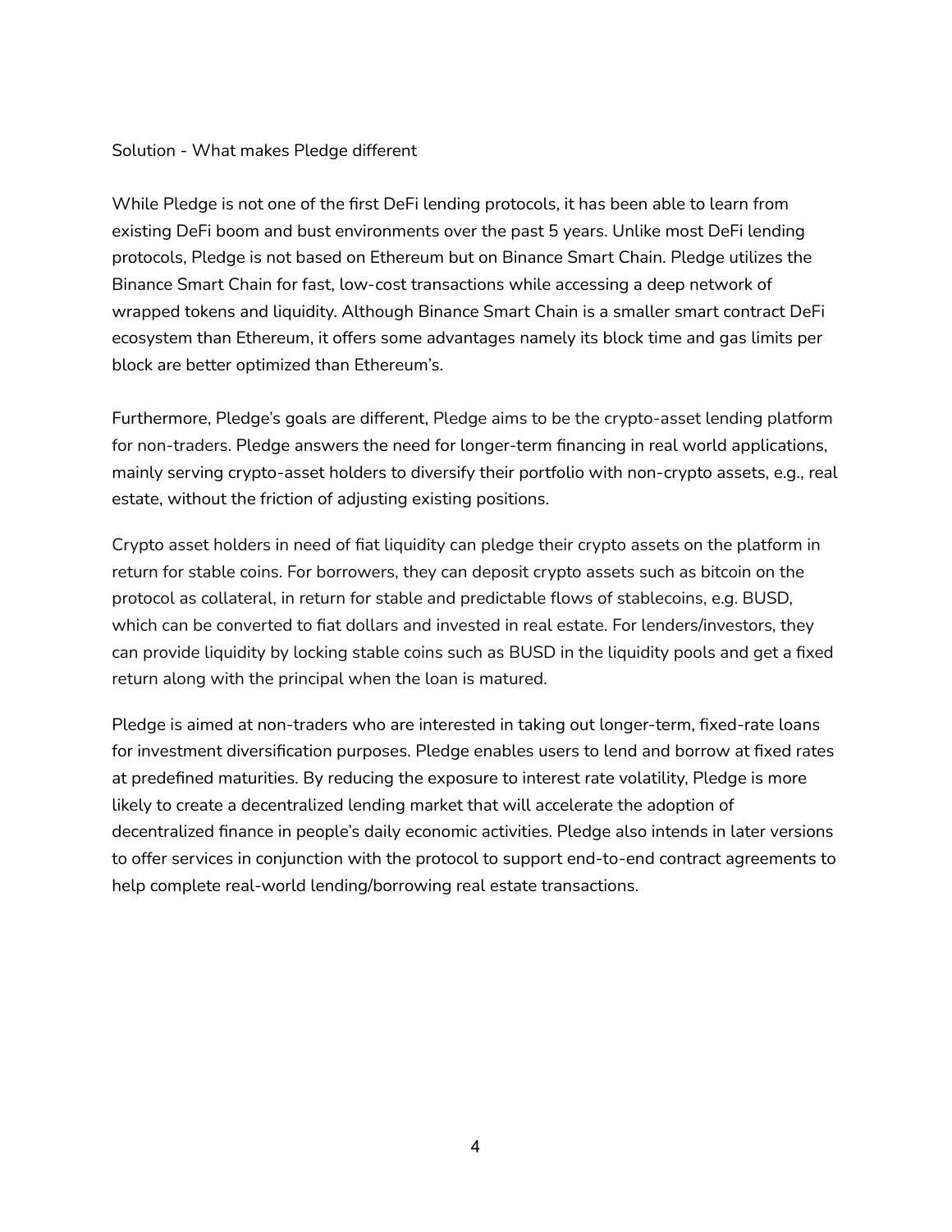## Solution - What makes Pledge different

While Pledge is not one of the first DeFi lending protocols, it has been able to learn from existing DeFi boom and bust environments over the past 5 years. Unlike most DeFi lending protocols, Pledge is not based on Ethereum but on Binance Smart Chain. Pledge utilizes the Binance Smart Chain for fast, low-cost transactions while accessing a deep network of wrapped tokens and liquidity. Although Binance Smart Chain is a smaller smart contract DeFi ecosystem than Ethereum, it offers some advantages namely its block time and gas limits per block are better optimized than Ethereum's.

Furthermore, Pledge's goals are different, Pledge aims to be the crypto-asset lending platform for non-traders. Pledge answers the need for longer-term financing in real world applications, mainly serving crypto-asset holders to diversify their portfolio with non-crypto assets, e.g., real estate, without the friction of adjusting existing positions.

Crypto asset holders in need of fiat liquidity can pledge their crypto assets on the platform in return for stable coins. For borrowers, they can deposit crypto assets such as bitcoin on the protocol as collateral, in return for stable and predictable flows of stablecoins, e.g. BUSD, which can be converted to fiat dollars and invested in real estate. For lenders/investors, they can provide liquidity by locking stable coins such as BUSD in the liquidity pools and get a fixed return along with the principal when the loan is matured.

Pledge is aimed at non-traders who are interested in taking out longer-term, fixed-rate loans for investment diversification purposes. Pledge enables users to lend and borrow at fixed rates at predefined maturities. By reducing the exposure to interest rate volatility, Pledge is more likely to create a decentralized lending market that will accelerate the adoption of decentralized finance in people's daily economic activities. Pledge also intends in later versions to offer services in conjunction with the protocol to support end-to-end contract agreements to help complete real-world lending/borrowing real estate transactions.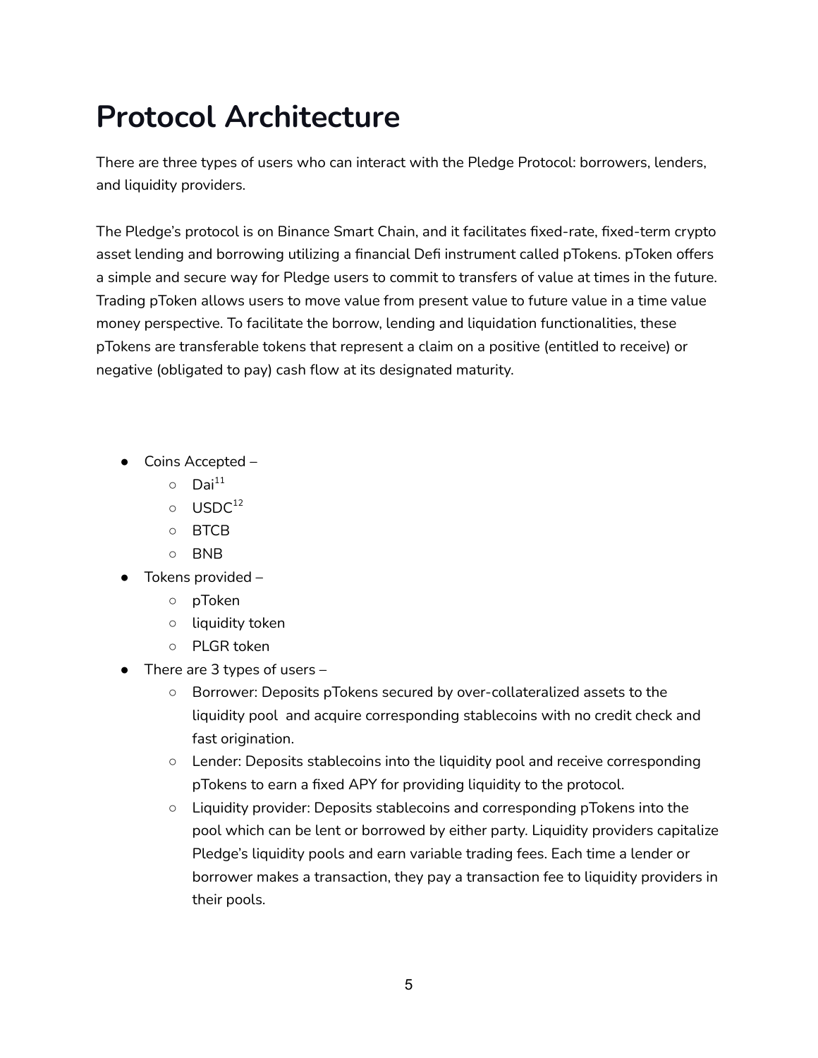# Protocol Architecture

There are three types of users who can interact with the Pledge Protocol: borrowers, lenders, and liquidity providers.

The Pledge's protocol is on Binance Smart Chain, and it facilitates fixed-rate, fixed-term crypto asset lending and borrowing utilizing a financial Defi instrument called pTokens. pToken offers a simple and secure way for Pledge users to commit to transfers of value at times in the future. Trading pToken allows users to move value from present value to future value in a time value money perspective. To facilitate the borrow, lending and liquidation functionalities, these pTokens are transferable tokens that represent a claim on a positive (entitled to receive) or negative (obligated to pay) cash flow at its designated maturity.

- Coins Accepted –
  - Dai[11]
  - USDC[12]
  - BTCB
  - BNB
- Tokens provided –
  - pToken
  - liquidity token
  - PLGR token
- There are 3 types of users –
  - Borrower: Deposits pTokens secured by over-collateralized assets to the liquidity pool and acquire corresponding stablecoins with no credit check and fast origination.
  - Lender: Deposits stablecoins into the liquidity pool and receive corresponding pTokens to earn a fixed APY for providing liquidity to the protocol.
  - Liquidity provider: Deposits stablecoins and corresponding pTokens into the pool which can be lent or borrowed by either party. Liquidity providers capitalize Pledge's liquidity pools and earn variable trading fees. Each time a lender or borrower makes a transaction, they pay a transaction fee to liquidity providers in their pools.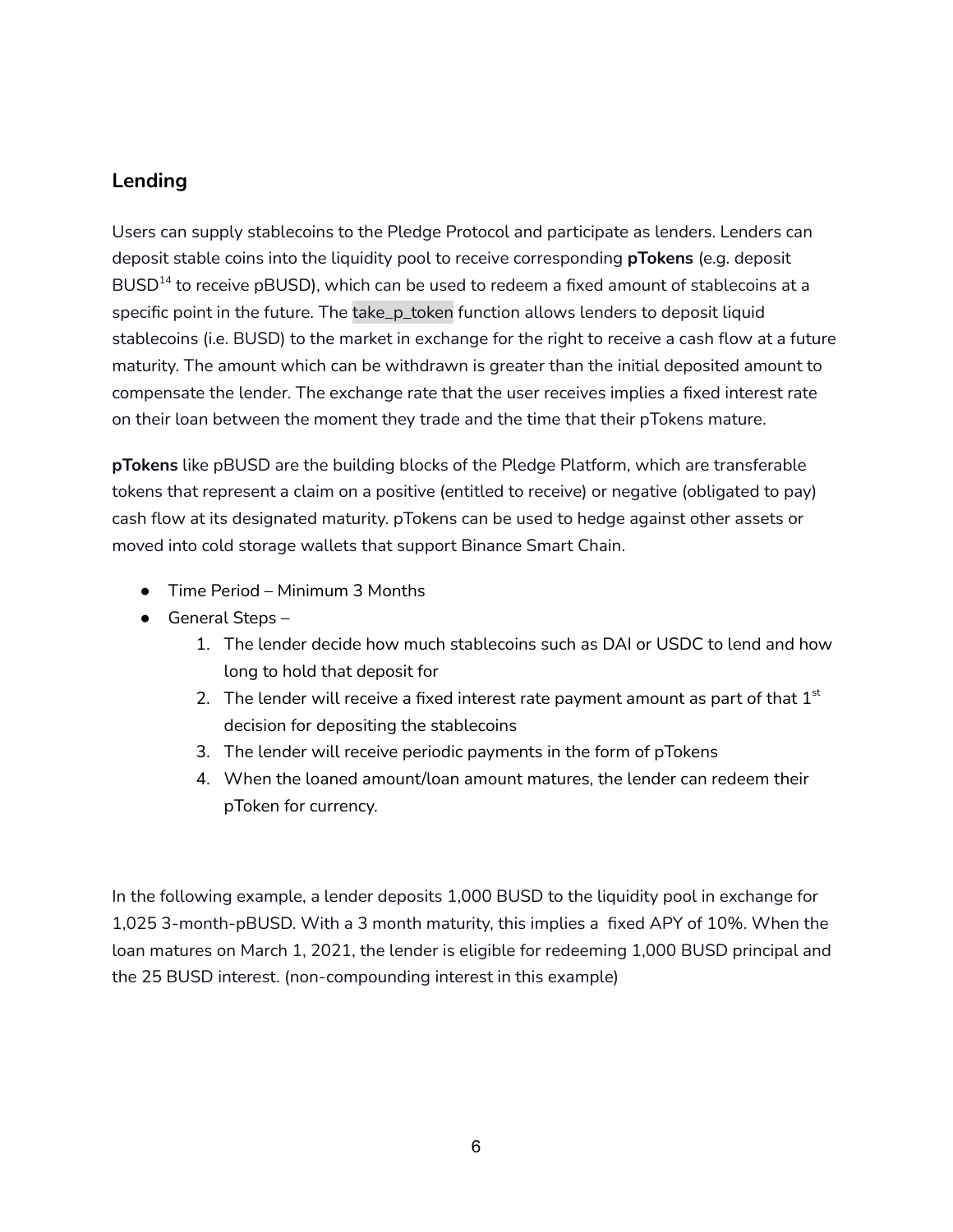## Lending

Users can supply stablecoins to the Pledge Protocol and participate as lenders. Lenders can deposit stable coins into the liquidity pool to receive corresponding **pTokens** (e.g. deposit BUSD[14] to receive pBUSD), which can be used to redeem a fixed amount of stablecoins at a specific point in the future. The take_p_token function allows lenders to deposit liquid stablecoins (i.e. BUSD) to the market in exchange for the right to receive a cash flow at a future maturity. The amount which can be withdrawn is greater than the initial deposited amount to compensate the lender. The exchange rate that the user receives implies a fixed interest rate on their loan between the moment they trade and the time that their pTokens mature.

**pTokens** like pBUSD are the building blocks of the Pledge Platform, which are transferable tokens that represent a claim on a positive (entitled to receive) or negative (obligated to pay) cash flow at its designated maturity. pTokens can be used to hedge against other assets or moved into cold storage wallets that support Binance Smart Chain.

- Time Period – Minimum 3 Months
- General Steps –
    1. The lender decide how much stablecoins such as DAI or USDC to lend and how long to hold that deposit for
    2. The lender will receive a fixed interest rate payment amount as part of that 1st decision for depositing the stablecoins
    3. The lender will receive periodic payments in the form of pTokens
    4. When the loaned amount/loan amount matures, the lender can redeem their pToken for currency.

In the following example, a lender deposits 1,000 BUSD to the liquidity pool in exchange for 1,025 3-month-pBUSD. With a 3 month maturity, this implies a fixed APY of 10%. When the loan matures on March 1, 2021, the lender is eligible for redeeming 1,000 BUSD principal and the 25 BUSD interest. (non-compounding interest in this example)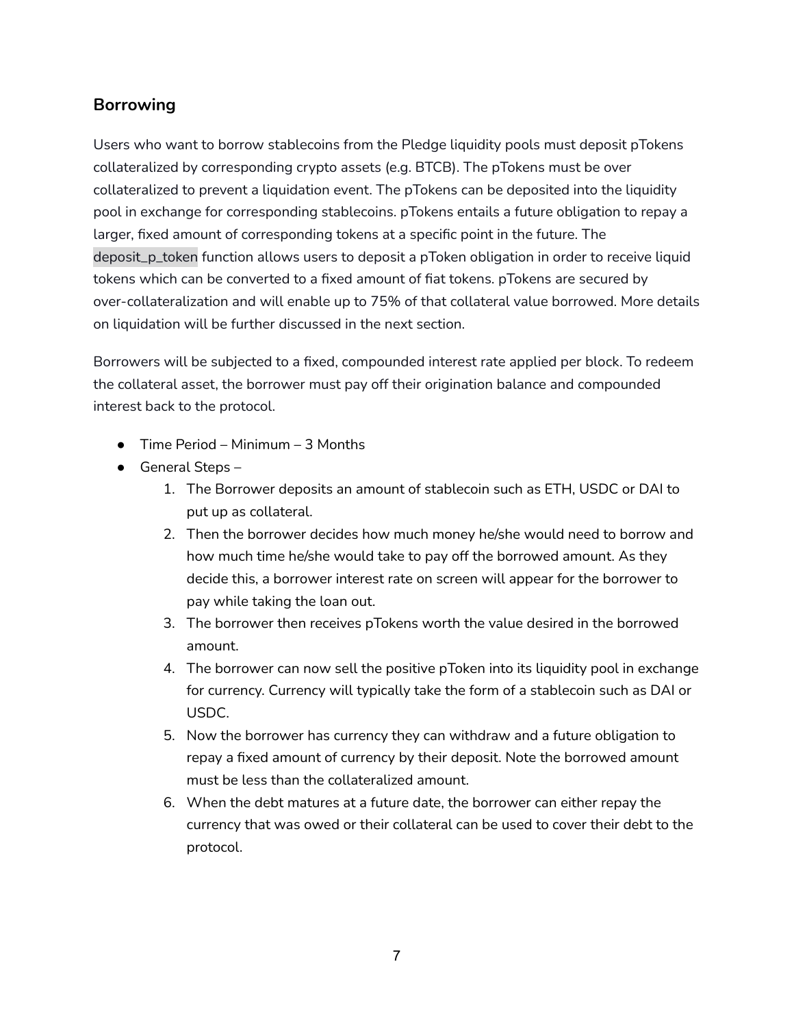## Borrowing

Users who want to borrow stablecoins from the Pledge liquidity pools must deposit pTokens collateralized by corresponding crypto assets (e.g. BTCB). The pTokens must be over collateralized to prevent a liquidation event. The pTokens can be deposited into the liquidity pool in exchange for corresponding stablecoins. pTokens entails a future obligation to repay a larger, fixed amount of corresponding tokens at a specific point in the future. The deposit_p_token function allows users to deposit a pToken obligation in order to receive liquid tokens which can be converted to a fixed amount of fiat tokens. pTokens are secured by over-collateralization and will enable up to 75% of that collateral value borrowed. More details on liquidation will be further discussed in the next section.

Borrowers will be subjected to a fixed, compounded interest rate applied per block. To redeem the collateral asset, the borrower must pay off their origination balance and compounded interest back to the protocol.

- Time Period – Minimum – 3 Months
- General Steps –
    1. The Borrower deposits an amount of stablecoin such as ETH, USDC or DAI to put up as collateral.
    2. Then the borrower decides how much money he/she would need to borrow and how much time he/she would take to pay off the borrowed amount. As they decide this, a borrower interest rate on screen will appear for the borrower to pay while taking the loan out.
    3. The borrower then receives pTokens worth the value desired in the borrowed amount.
    4. The borrower can now sell the positive pToken into its liquidity pool in exchange for currency. Currency will typically take the form of a stablecoin such as DAI or USDC.
    5. Now the borrower has currency they can withdraw and a future obligation to repay a fixed amount of currency by their deposit. Note the borrowed amount must be less than the collateralized amount.
    6. When the debt matures at a future date, the borrower can either repay the currency that was owed or their collateral can be used to cover their debt to the protocol.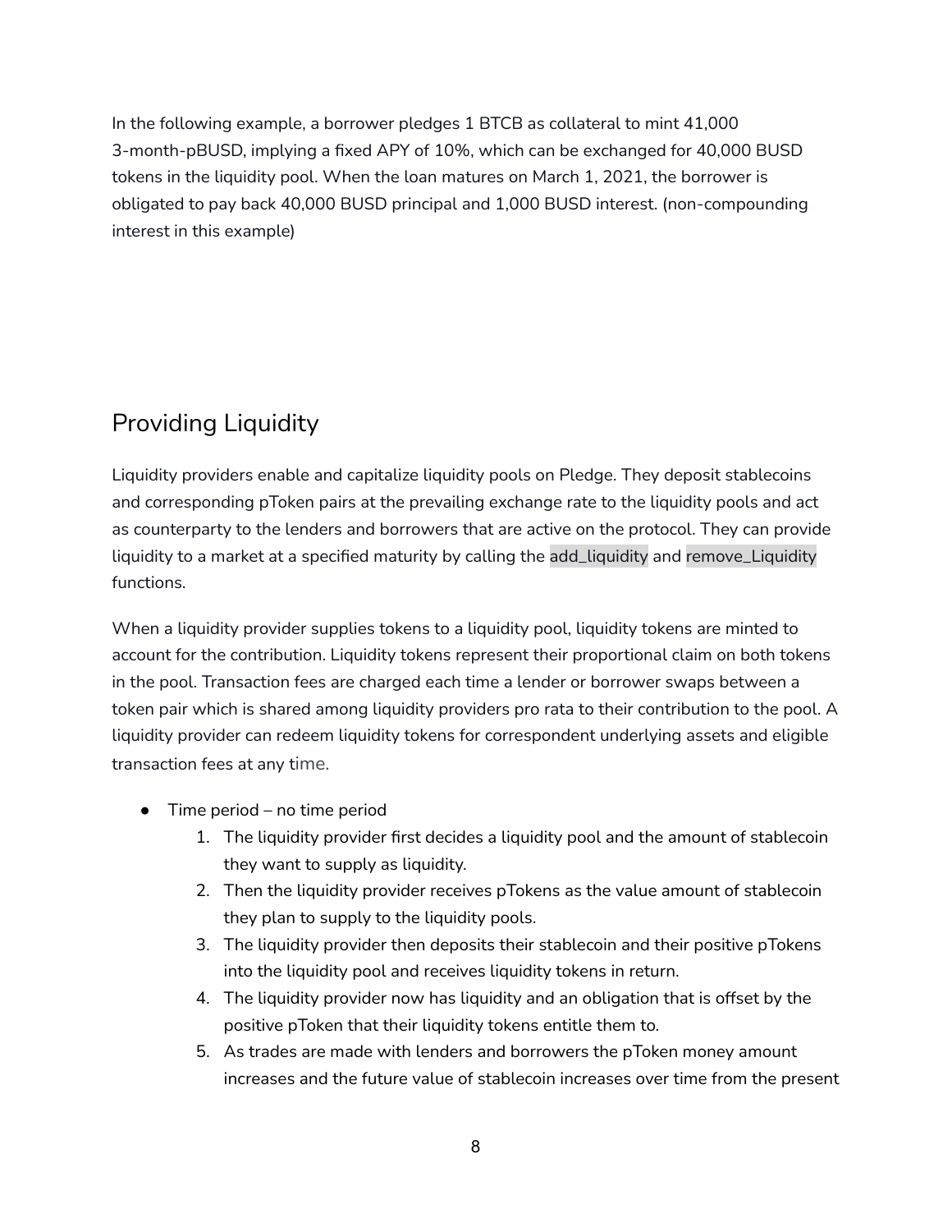In the following example, a borrower pledges 1 BTCB as collateral to mint 41,000 3-month-pBUSD, implying a fixed APY of 10%, which can be exchanged for 40,000 BUSD tokens in the liquidity pool. When the loan matures on March 1, 2021, the borrower is obligated to pay back 40,000 BUSD principal and 1,000 BUSD interest. (non-compounding interest in this example)

## Providing Liquidity

Liquidity providers enable and capitalize liquidity pools on Pledge. They deposit stablecoins and corresponding pToken pairs at the prevailing exchange rate to the liquidity pools and act as counterparty to the lenders and borrowers that are active on the protocol. They can provide liquidity to a market at a specified maturity by calling the `add_liquidity` and `remove_Liquidity` functions.

When a liquidity provider supplies tokens to a liquidity pool, liquidity tokens are minted to account for the contribution. Liquidity tokens represent their proportional claim on both tokens in the pool. Transaction fees are charged each time a lender or borrower swaps between a token pair which is shared among liquidity providers pro rata to their contribution to the pool. A liquidity provider can redeem liquidity tokens for correspondent underlying assets and eligible transaction fees at any time.

- Time period – no time period
    1. The liquidity provider first decides a liquidity pool and the amount of stablecoin they want to supply as liquidity.
    2. Then the liquidity provider receives pTokens as the value amount of stablecoin they plan to supply to the liquidity pools.
    3. The liquidity provider then deposits their stablecoin and their positive pTokens into the liquidity pool and receives liquidity tokens in return.
    4. The liquidity provider now has liquidity and an obligation that is offset by the positive pToken that their liquidity tokens entitle them to.
    5. As trades are made with lenders and borrowers the pToken money amount increases and the future value of stablecoin increases over time from the present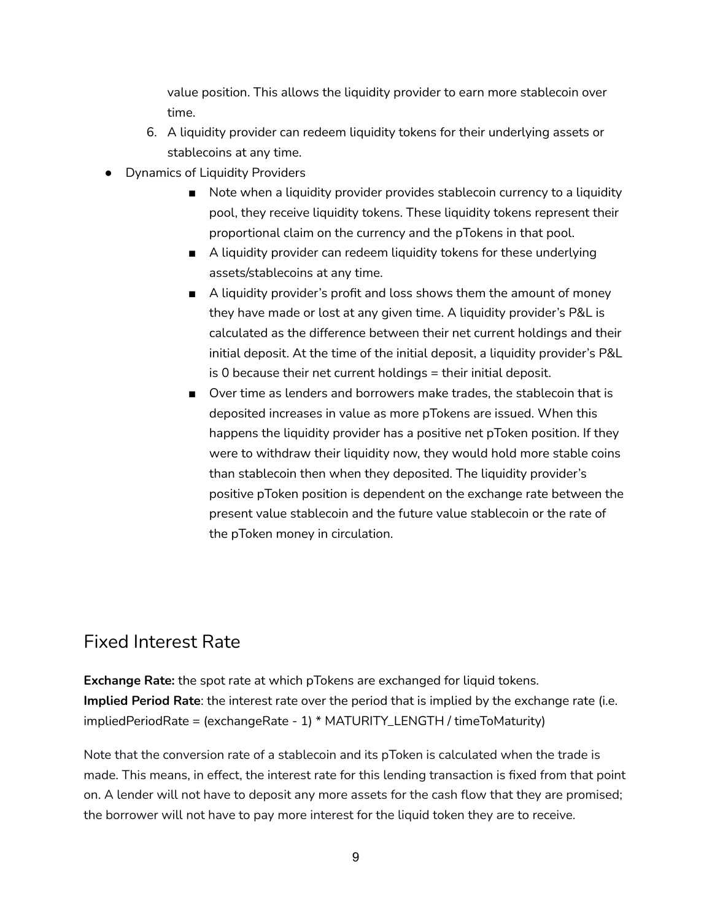value position. This allows the liquidity provider to earn more stablecoin over time.

6. A liquidity provider can redeem liquidity tokens for their underlying assets or stablecoins at any time.

- Dynamics of Liquidity Providers
    - Note when a liquidity provider provides stablecoin currency to a liquidity pool, they receive liquidity tokens. These liquidity tokens represent their proportional claim on the currency and the pTokens in that pool.
    - A liquidity provider can redeem liquidity tokens for these underlying assets/stablecoins at any time.
    - A liquidity provider's profit and loss shows them the amount of money they have made or lost at any given time. A liquidity provider's P&L is calculated as the difference between their net current holdings and their initial deposit. At the time of the initial deposit, a liquidity provider's P&L is 0 because their net current holdings = their initial deposit.
    - Over time as lenders and borrowers make trades, the stablecoin that is deposited increases in value as more pTokens are issued. When this happens the liquidity provider has a positive net pToken position. If they were to withdraw their liquidity now, they would hold more stable coins than stablecoin then when they deposited. The liquidity provider's positive pToken position is dependent on the exchange rate between the present value stablecoin and the future value stablecoin or the rate of the pToken money in circulation.

## Fixed Interest Rate

**Exchange Rate:** the spot rate at which pTokens are exchanged for liquid tokens.
**Implied Period Rate**: the interest rate over the period that is implied by the exchange rate (i.e. impliedPeriodRate = (exchangeRate - 1) * MATURITY_LENGTH / timeToMaturity)

Note that the conversion rate of a stablecoin and its pToken is calculated when the trade is made. This means, in effect, the interest rate for this lending transaction is fixed from that point on. A lender will not have to deposit any more assets for the cash flow that they are promised; the borrower will not have to pay more interest for the liquid token they are to receive.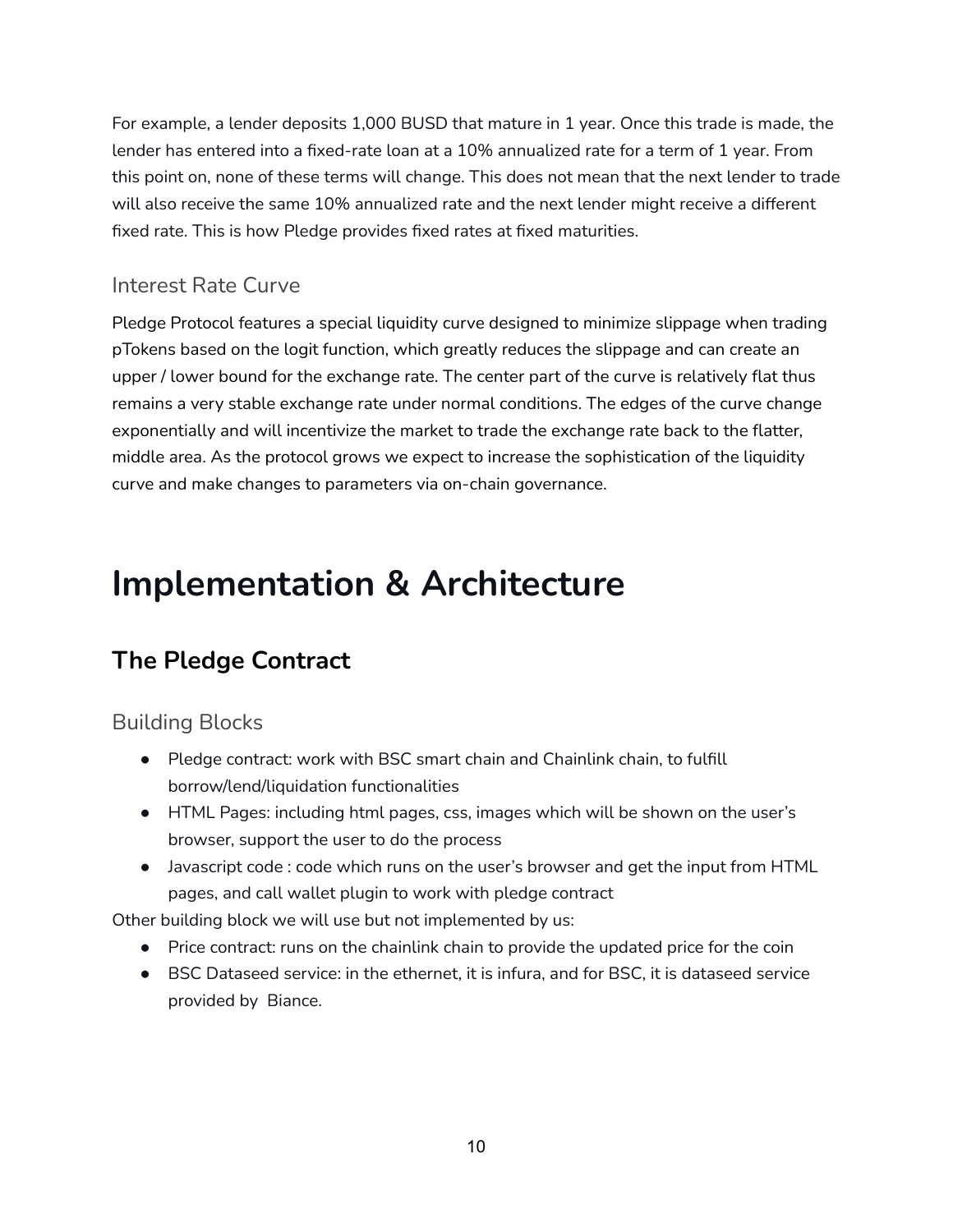For example, a lender deposits 1,000 BUSD that mature in 1 year. Once this trade is made, the lender has entered into a fixed-rate loan at a 10% annualized rate for a term of 1 year. From this point on, none of these terms will change. This does not mean that the next lender to trade will also receive the same 10% annualized rate and the next lender might receive a different fixed rate. This is how Pledge provides fixed rates at fixed maturities.

### Interest Rate Curve

Pledge Protocol features a special liquidity curve designed to minimize slippage when trading pTokens based on the logit function, which greatly reduces the slippage and can create an upper / lower bound for the exchange rate. The center part of the curve is relatively flat thus remains a very stable exchange rate under normal conditions. The edges of the curve change exponentially and will incentivize the market to trade the exchange rate back to the flatter, middle area. As the protocol grows we expect to increase the sophistication of the liquidity curve and make changes to parameters via on-chain governance.

# Implementation & Architecture

## The Pledge Contract

### Building Blocks

- Pledge contract: work with BSC smart chain and Chainlink chain, to fulfill borrow/lend/liquidation functionalities
- HTML Pages: including html pages, css, images which will be shown on the user's browser, support the user to do the process
- Javascript code : code which runs on the user's browser and get the input from HTML pages, and call wallet plugin to work with pledge contract

Other building block we will use but not implemented by us:

- Price contract: runs on the chainlink chain to provide the updated price for the coin
- BSC Dataseed service: in the ethernet, it is infura, and for BSC, it is dataseed service provided by Biance.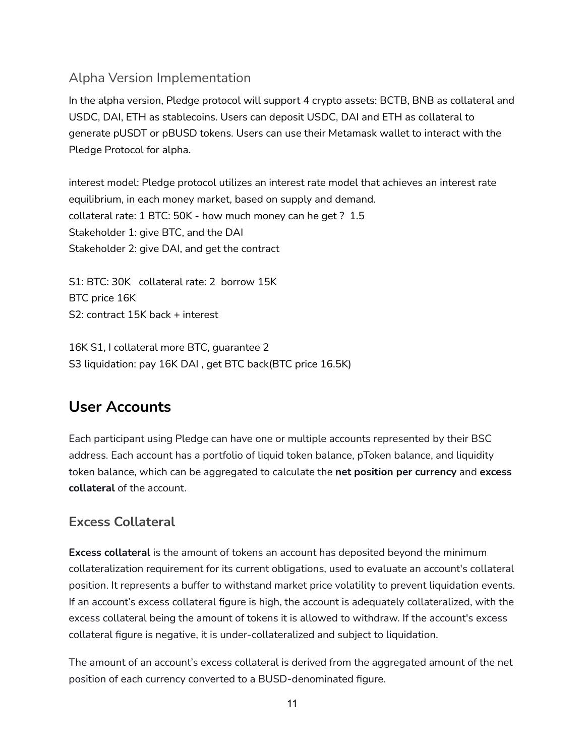### Alpha Version Implementation

In the alpha version, Pledge protocol will support 4 crypto assets: BCTB, BNB as collateral and USDC, DAI, ETH as stablecoins. Users can deposit USDC, DAI and ETH as collateral to generate pUSDT or pBUSD tokens. Users can use their Metamask wallet to interact with the Pledge Protocol for alpha.

interest model: Pledge protocol utilizes an interest rate model that achieves an interest rate equilibrium, in each money market, based on supply and demand.
collateral rate: 1 BTC: 50K - how much money can he get ? 1.5
Stakeholder 1: give BTC, and the DAI
Stakeholder 2: give DAI, and get the contract

S1: BTC: 30K collateral rate: 2 borrow 15K
BTC price 16K
S2: contract 15K back + interest

16K S1, I collateral more BTC, guarantee 2
S3 liquidation: pay 16K DAI , get BTC back(BTC price 16.5K)

## User Accounts

Each participant using Pledge can have one or multiple accounts represented by their BSC address. Each account has a portfolio of liquid token balance, pToken balance, and liquidity token balance, which can be aggregated to calculate the **net position per currency** and **excess collateral** of the account.

### Excess Collateral

**Excess collateral** is the amount of tokens an account has deposited beyond the minimum collateralization requirement for its current obligations, used to evaluate an account's collateral position. It represents a buffer to withstand market price volatility to prevent liquidation events. If an account's excess collateral figure is high, the account is adequately collateralized, with the excess collateral being the amount of tokens it is allowed to withdraw. If the account's excess collateral figure is negative, it is under-collateralized and subject to liquidation.

The amount of an account's excess collateral is derived from the aggregated amount of the net position of each currency converted to a BUSD-denominated figure.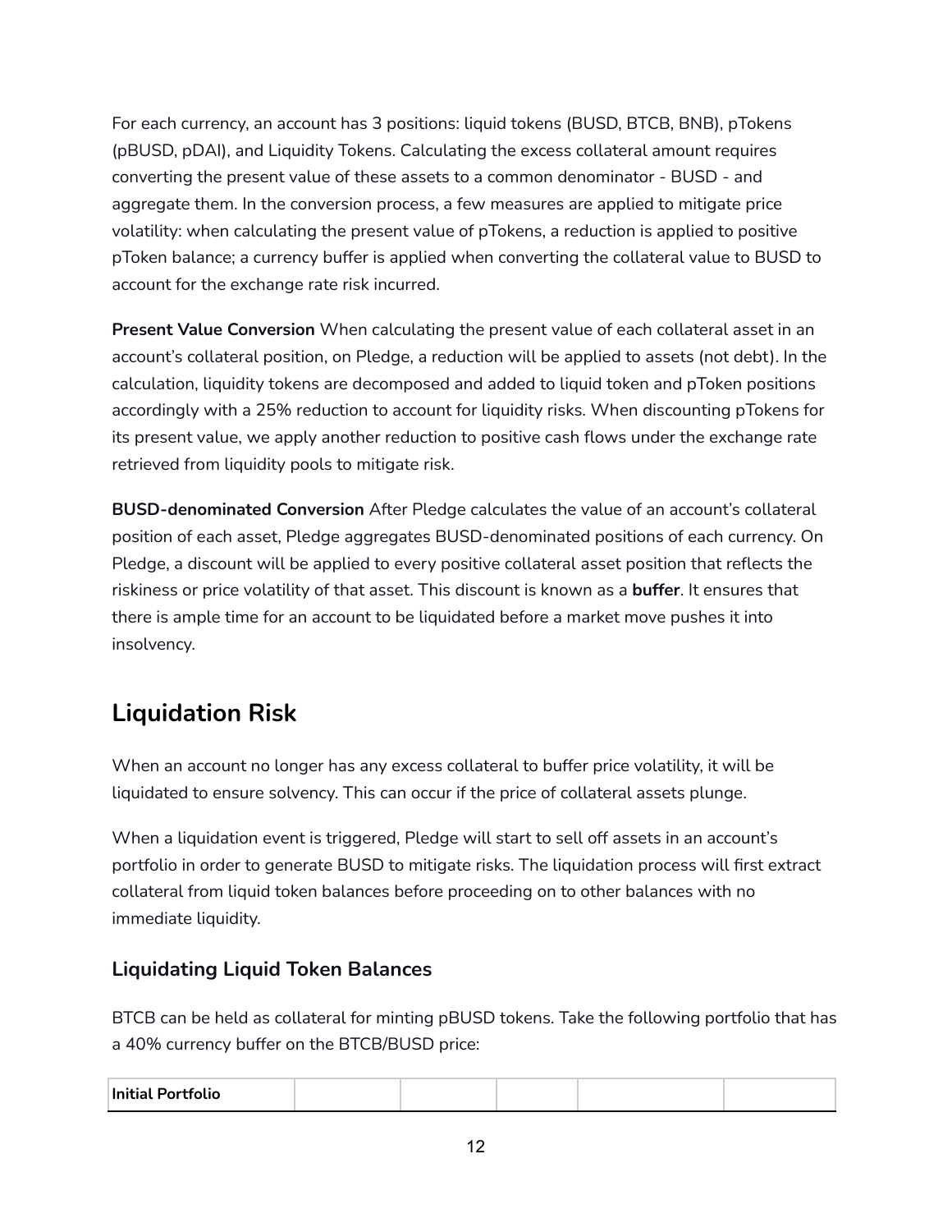For each currency, an account has 3 positions: liquid tokens (BUSD, BTCB, BNB), pTokens (pBUSD, pDAI), and Liquidity Tokens. Calculating the excess collateral amount requires converting the present value of these assets to a common denominator - BUSD - and aggregate them. In the conversion process, a few measures are applied to mitigate price volatility: when calculating the present value of pTokens, a reduction is applied to positive pToken balance; a currency buffer is applied when converting the collateral value to BUSD to account for the exchange rate risk incurred.

**Present Value Conversion** When calculating the present value of each collateral asset in an account's collateral position, on Pledge, a reduction will be applied to assets (not debt). In the calculation, liquidity tokens are decomposed and added to liquid token and pToken positions accordingly with a 25% reduction to account for liquidity risks. When discounting pTokens for its present value, we apply another reduction to positive cash flows under the exchange rate retrieved from liquidity pools to mitigate risk.

**BUSD-denominated Conversion** After Pledge calculates the value of an account's collateral position of each asset, Pledge aggregates BUSD-denominated positions of each currency. On Pledge, a discount will be applied to every positive collateral asset position that reflects the riskiness or price volatility of that asset. This discount is known as a **buffer**. It ensures that there is ample time for an account to be liquidated before a market move pushes it into insolvency.

## Liquidation Risk

When an account no longer has any excess collateral to buffer price volatility, it will be liquidated to ensure solvency. This can occur if the price of collateral assets plunge.

When a liquidation event is triggered, Pledge will start to sell off assets in an account's portfolio in order to generate BUSD to mitigate risks. The liquidation process will first extract collateral from liquid token balances before proceeding on to other balances with no immediate liquidity.

### Liquidating Liquid Token Balances

BTCB can be held as collateral for minting pBUSD tokens. Take the following portfolio that has a 40% currency buffer on the BTCB/BUSD price:

| **Initial Portfolio** | | | | | |
|---|---|---|---|---|---|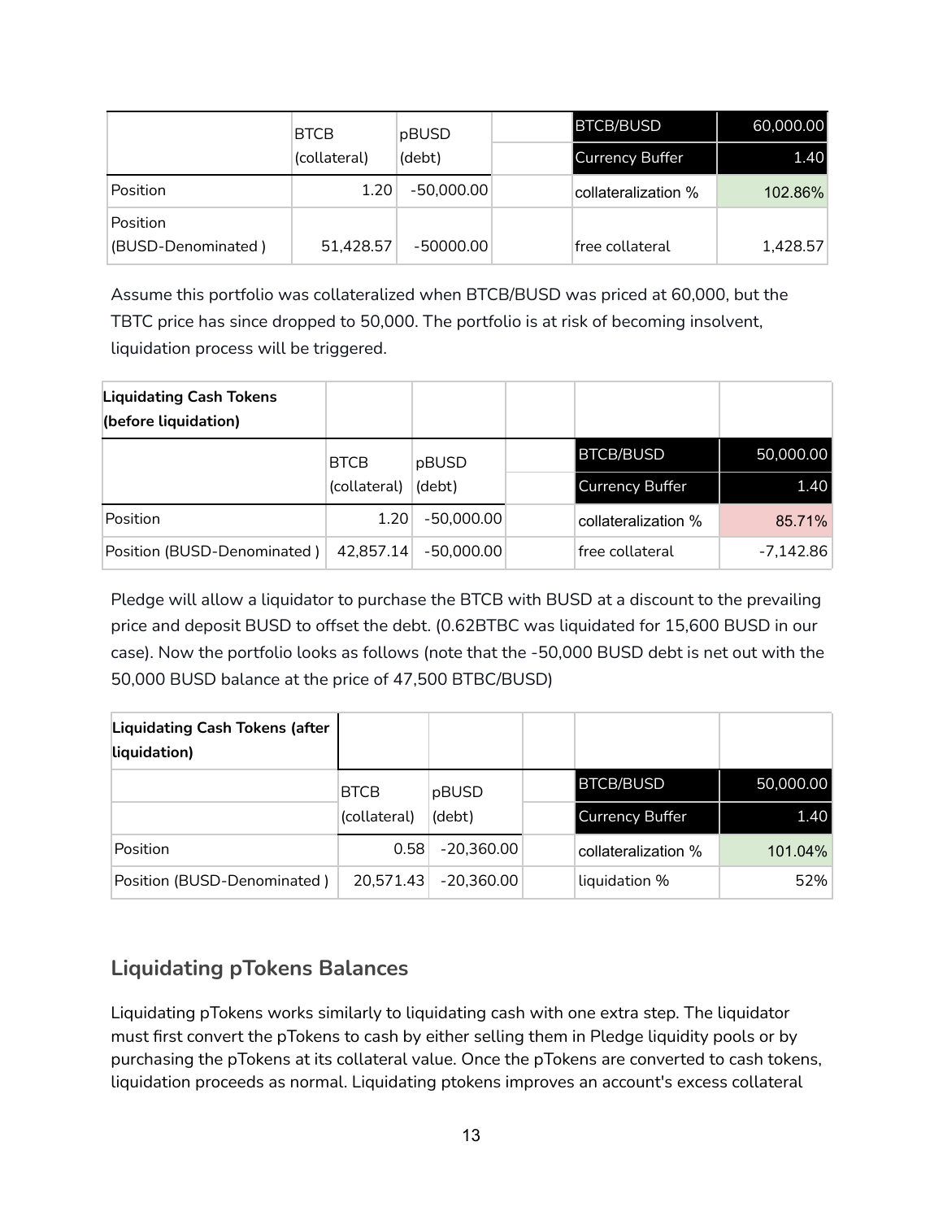| | BTCB (collateral) | pBUSD (debt) | | BTCB/BUSD | 60,000.00 |
|---|---|---|---|---|---|
| | | | | Currency Buffer | 1.40 |
| Position | 1.20 | -50,000.00 | | collateralization % | 102.86% |
| Position (BUSD-Denominated ) | 51,428.57 | -50000.00 | | free collateral | 1,428.57 |

Assume this portfolio was collateralized when BTCB/BUSD was priced at 60,000, but the TBTC price has since dropped to 50,000. The portfolio is at risk of becoming insolvent, liquidation process will be triggered.

| **Liquidating Cash Tokens (before liquidation)** | | | | | |
|---|---|---|---|---|---|
| | BTCB (collateral) | pBUSD (debt) | | BTCB/BUSD | 50,000.00 |
| | | | | Currency Buffer | 1.40 |
| Position | 1.20 | -50,000.00 | | collateralization % | 85.71% |
| Position (BUSD-Denominated ) | 42,857.14 | -50,000.00 | | free collateral | -7,142.86 |

Pledge will allow a liquidator to purchase the BTCB with BUSD at a discount to the prevailing price and deposit BUSD to offset the debt. (0.62BTBC was liquidated for 15,600 BUSD in our case). Now the portfolio looks as follows (note that the -50,000 BUSD debt is net out with the 50,000 BUSD balance at the price of 47,500 BTBC/BUSD)

| **Liquidating Cash Tokens (after liquidation)** | | | | | |
|---|---|---|---|---|---|
| | BTCB (collateral) | pBUSD (debt) | | BTCB/BUSD | 50,000.00 |
| | | | | Currency Buffer | 1.40 |
| Position | 0.58 | -20,360.00 | | collateralization % | 101.04% |
| Position (BUSD-Denominated ) | 20,571.43 | -20,360.00 | | liquidation % | 52% |

## Liquidating pTokens Balances

Liquidating pTokens works similarly to liquidating cash with one extra step. The liquidator must first convert the pTokens to cash by either selling them in Pledge liquidity pools or by purchasing the pTokens at its collateral value. Once the pTokens are converted to cash tokens, liquidation proceeds as normal. Liquidating ptokens improves an account's excess collateral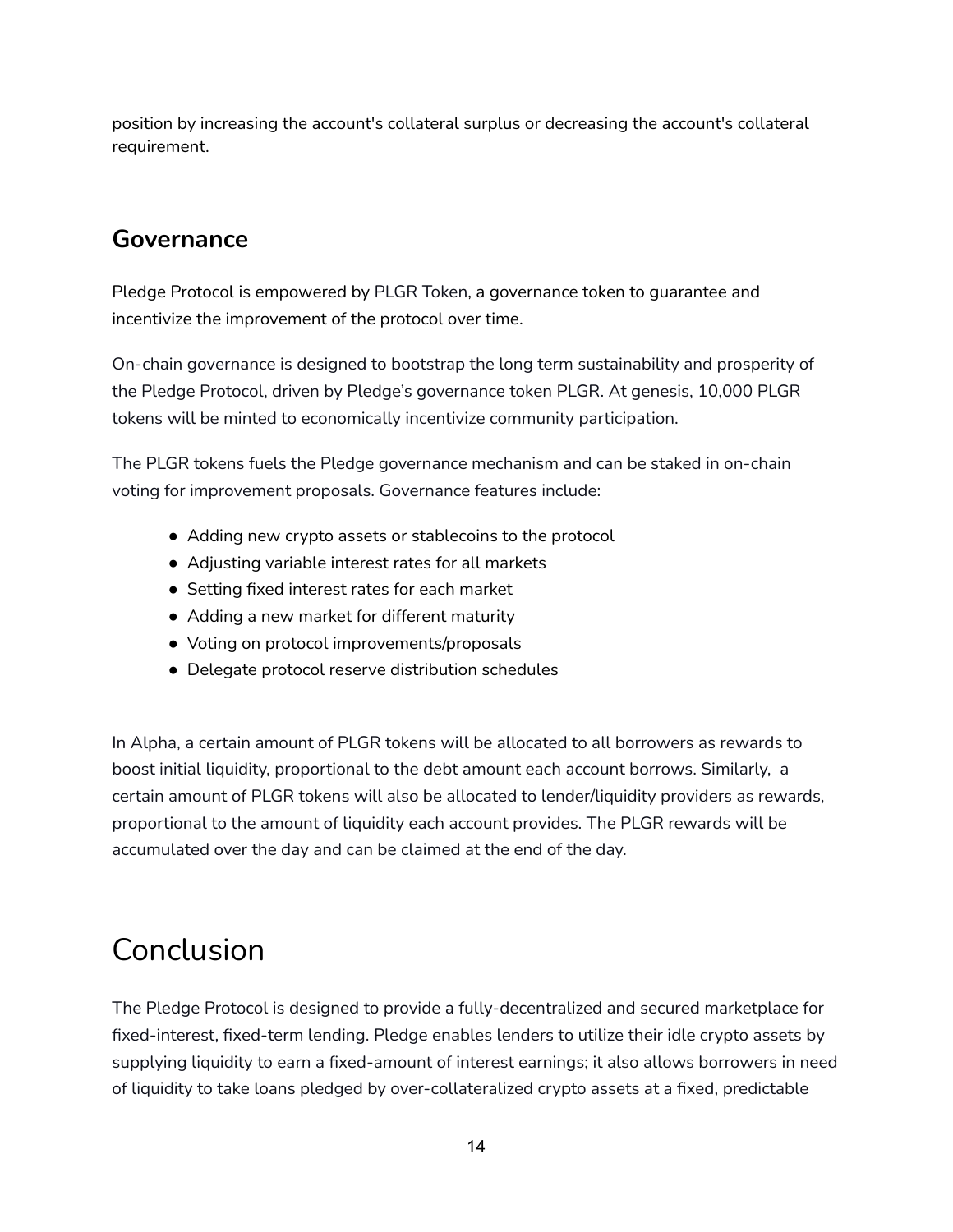position by increasing the account's collateral surplus or decreasing the account's collateral requirement.

## Governance

Pledge Protocol is empowered by PLGR Token, a governance token to guarantee and incentivize the improvement of the protocol over time.

On-chain governance is designed to bootstrap the long term sustainability and prosperity of the Pledge Protocol, driven by Pledge's governance token PLGR. At genesis, 10,000 PLGR tokens will be minted to economically incentivize community participation.

The PLGR tokens fuels the Pledge governance mechanism and can be staked in on-chain voting for improvement proposals. Governance features include:

- Adding new crypto assets or stablecoins to the protocol
- Adjusting variable interest rates for all markets
- Setting fixed interest rates for each market
- Adding a new market for different maturity
- Voting on protocol improvements/proposals
- Delegate protocol reserve distribution schedules

In Alpha, a certain amount of PLGR tokens will be allocated to all borrowers as rewards to boost initial liquidity, proportional to the debt amount each account borrows. Similarly, a certain amount of PLGR tokens will also be allocated to lender/liquidity providers as rewards, proportional to the amount of liquidity each account provides. The PLGR rewards will be accumulated over the day and can be claimed at the end of the day.

# Conclusion

The Pledge Protocol is designed to provide a fully-decentralized and secured marketplace for fixed-interest, fixed-term lending. Pledge enables lenders to utilize their idle crypto assets by supplying liquidity to earn a fixed-amount of interest earnings; it also allows borrowers in need of liquidity to take loans pledged by over-collateralized crypto assets at a fixed, predictable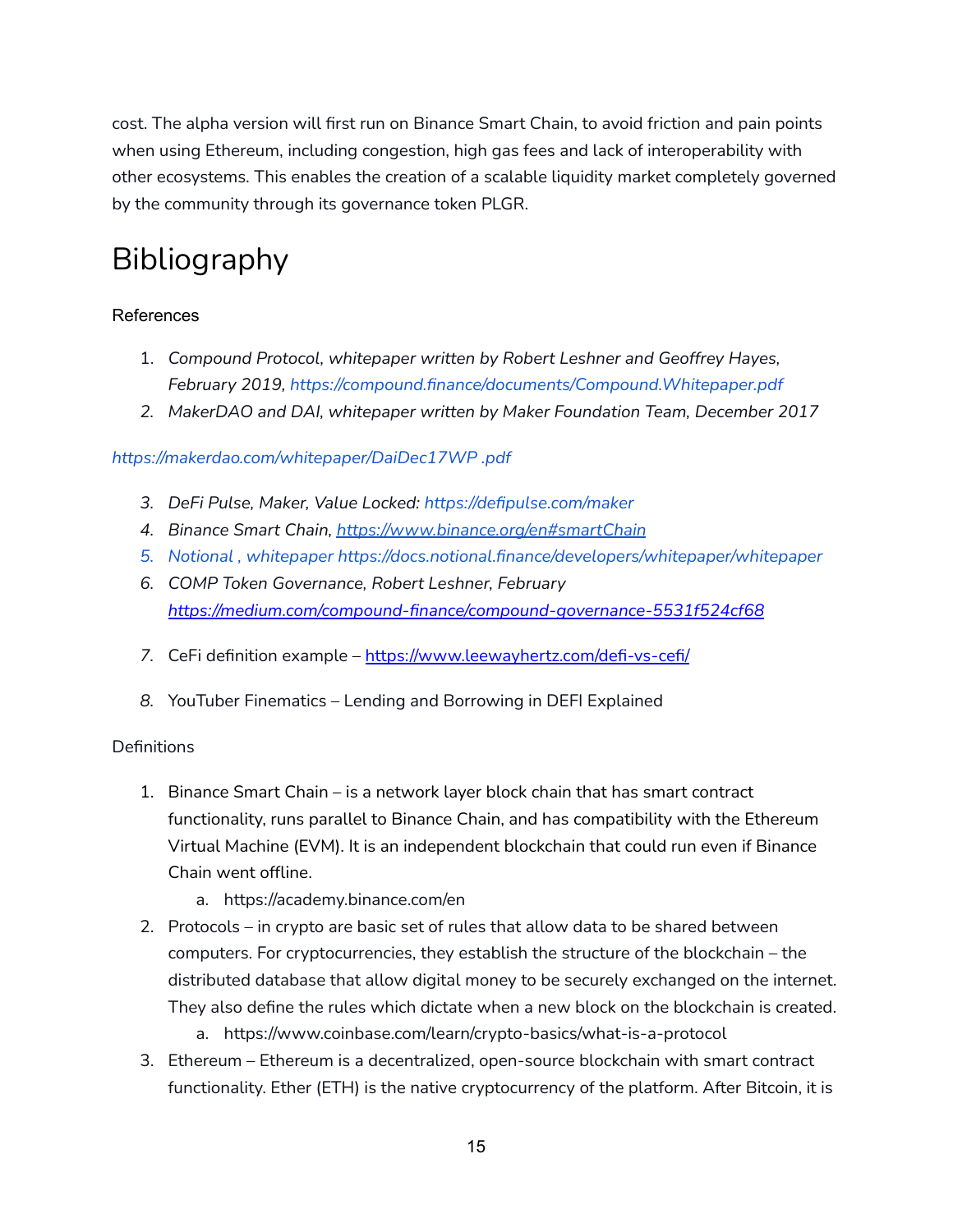cost. The alpha version will first run on Binance Smart Chain, to avoid friction and pain points when using Ethereum, including congestion, high gas fees and lack of interoperability with other ecosystems. This enables the creation of a scalable liquidity market completely governed by the community through its governance token PLGR.

# Bibliography

### References

1. *Compound Protocol, whitepaper written by Robert Leshner and Geoffrey Hayes, February 2019, https://compound.finance/documents/Compound.Whitepaper.pdf*
2. *MakerDAO and DAI, whitepaper written by Maker Foundation Team, December 2017*

*https://makerdao.com/whitepaper/DaiDec17WP .pdf*

3. *DeFi Pulse, Maker, Value Locked: https://defipulse.com/maker*
4. *Binance Smart Chain, https://www.binance.org/en#smartChain*
5. *Notional , whitepaper https://docs.notional.finance/developers/whitepaper/whitepaper*
6. *COMP Token Governance, Robert Leshner, February https://medium.com/compound-finance/compound-governance-5531f524cf68*
7. CeFi definition example – https://www.leewayhertz.com/defi-vs-cefi/
8. YouTuber Finematics – Lending and Borrowing in DEFI Explained

### Definitions

1. Binance Smart Chain – is a network layer block chain that has smart contract functionality, runs parallel to Binance Chain, and has compatibility with the Ethereum Virtual Machine (EVM). It is an independent blockchain that could run even if Binance Chain went offline.
   a. https://academy.binance.com/en
2. Protocols – in crypto are basic set of rules that allow data to be shared between computers. For cryptocurrencies, they establish the structure of the blockchain – the distributed database that allow digital money to be securely exchanged on the internet. They also define the rules which dictate when a new block on the blockchain is created.
   a. https://www.coinbase.com/learn/crypto-basics/what-is-a-protocol
3. Ethereum – Ethereum is a decentralized, open-source blockchain with smart contract functionality. Ether (ETH) is the native cryptocurrency of the platform. After Bitcoin, it is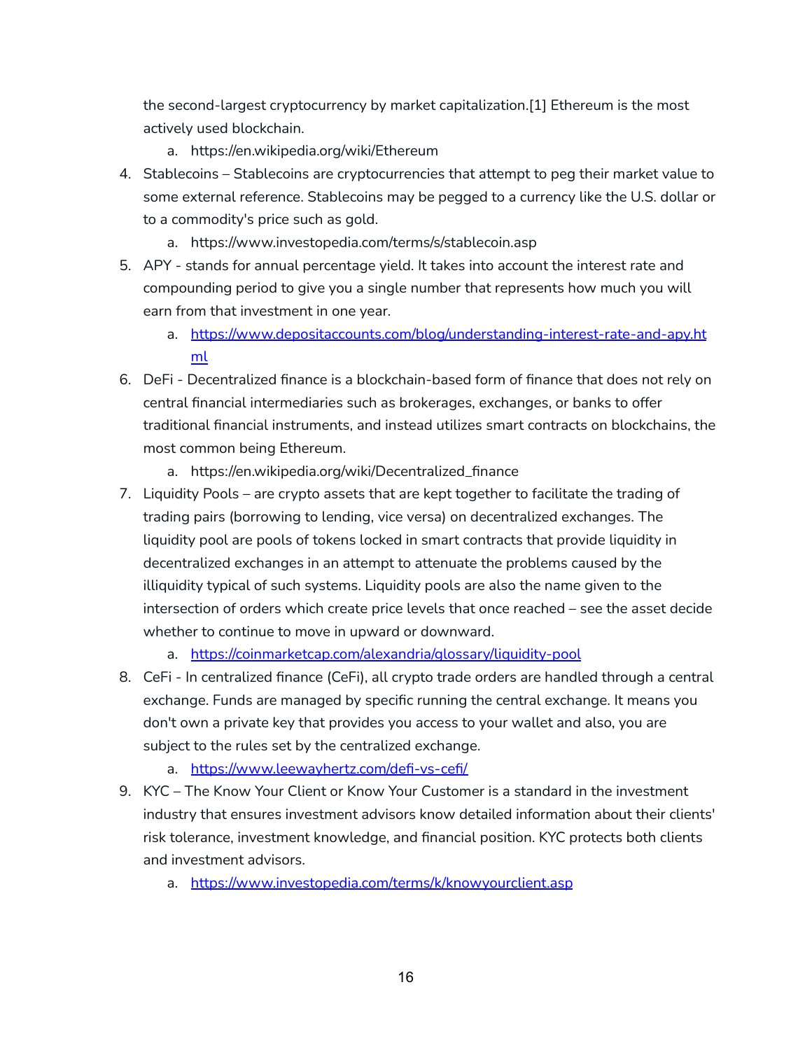the second-largest cryptocurrency by market capitalization.[1] Ethereum is the most actively used blockchain.

   a. https://en.wikipedia.org/wiki/Ethereum

4. Stablecoins – Stablecoins are cryptocurrencies that attempt to peg their market value to some external reference. Stablecoins may be pegged to a currency like the U.S. dollar or to a commodity's price such as gold.
   a. https://www.investopedia.com/terms/s/stablecoin.asp
5. APY - stands for annual percentage yield. It takes into account the interest rate and compounding period to give you a single number that represents how much you will earn from that investment in one year.
   a. https://www.depositaccounts.com/blog/understanding-interest-rate-and-apy.html
6. DeFi - Decentralized finance is a blockchain-based form of finance that does not rely on central financial intermediaries such as brokerages, exchanges, or banks to offer traditional financial instruments, and instead utilizes smart contracts on blockchains, the most common being Ethereum.
   a. https://en.wikipedia.org/wiki/Decentralized_finance
7. Liquidity Pools – are crypto assets that are kept together to facilitate the trading of trading pairs (borrowing to lending, vice versa) on decentralized exchanges. The liquidity pool are pools of tokens locked in smart contracts that provide liquidity in decentralized exchanges in an attempt to attenuate the problems caused by the illiquidity typical of such systems. Liquidity pools are also the name given to the intersection of orders which create price levels that once reached – see the asset decide whether to continue to move in upward or downward.
   a. https://coinmarketcap.com/alexandria/glossary/liquidity-pool
8. CeFi - In centralized finance (CeFi), all crypto trade orders are handled through a central exchange. Funds are managed by specific running the central exchange. It means you don't own a private key that provides you access to your wallet and also, you are subject to the rules set by the centralized exchange.
   a. https://www.leewayhertz.com/defi-vs-cefi/
9. KYC – The Know Your Client or Know Your Customer is a standard in the investment industry that ensures investment advisors know detailed information about their clients' risk tolerance, investment knowledge, and financial position. KYC protects both clients and investment advisors.
   a. https://www.investopedia.com/terms/k/knowyourclient.asp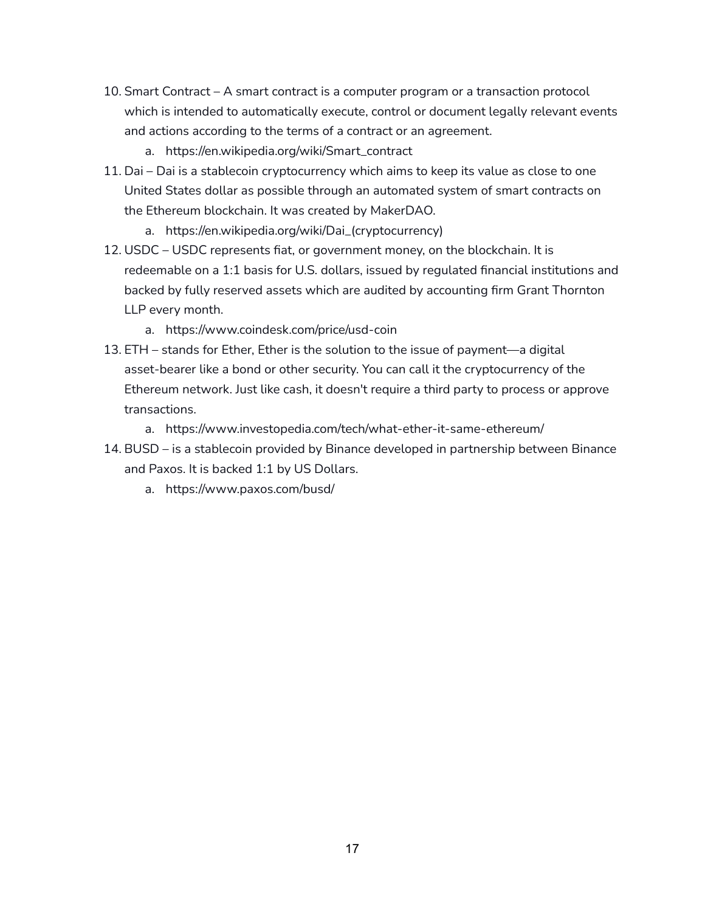10. Smart Contract – A smart contract is a computer program or a transaction protocol which is intended to automatically execute, control or document legally relevant events and actions according to the terms of a contract or an agreement.
    a. https://en.wikipedia.org/wiki/Smart_contract
11. Dai – Dai is a stablecoin cryptocurrency which aims to keep its value as close to one United States dollar as possible through an automated system of smart contracts on the Ethereum blockchain. It was created by MakerDAO.
    a. https://en.wikipedia.org/wiki/Dai_(cryptocurrency)
12. USDC – USDC represents fiat, or government money, on the blockchain. It is redeemable on a 1:1 basis for U.S. dollars, issued by regulated financial institutions and backed by fully reserved assets which are audited by accounting firm Grant Thornton LLP every month.
    a. https://www.coindesk.com/price/usd-coin
13. ETH – stands for Ether, Ether is the solution to the issue of payment—a digital asset-bearer like a bond or other security. You can call it the cryptocurrency of the Ethereum network. Just like cash, it doesn't require a third party to process or approve transactions.
    a. https://www.investopedia.com/tech/what-ether-it-same-ethereum/
14. BUSD – is a stablecoin provided by Binance developed in partnership between Binance and Paxos. It is backed 1:1 by US Dollars.
    a. https://www.paxos.com/busd/